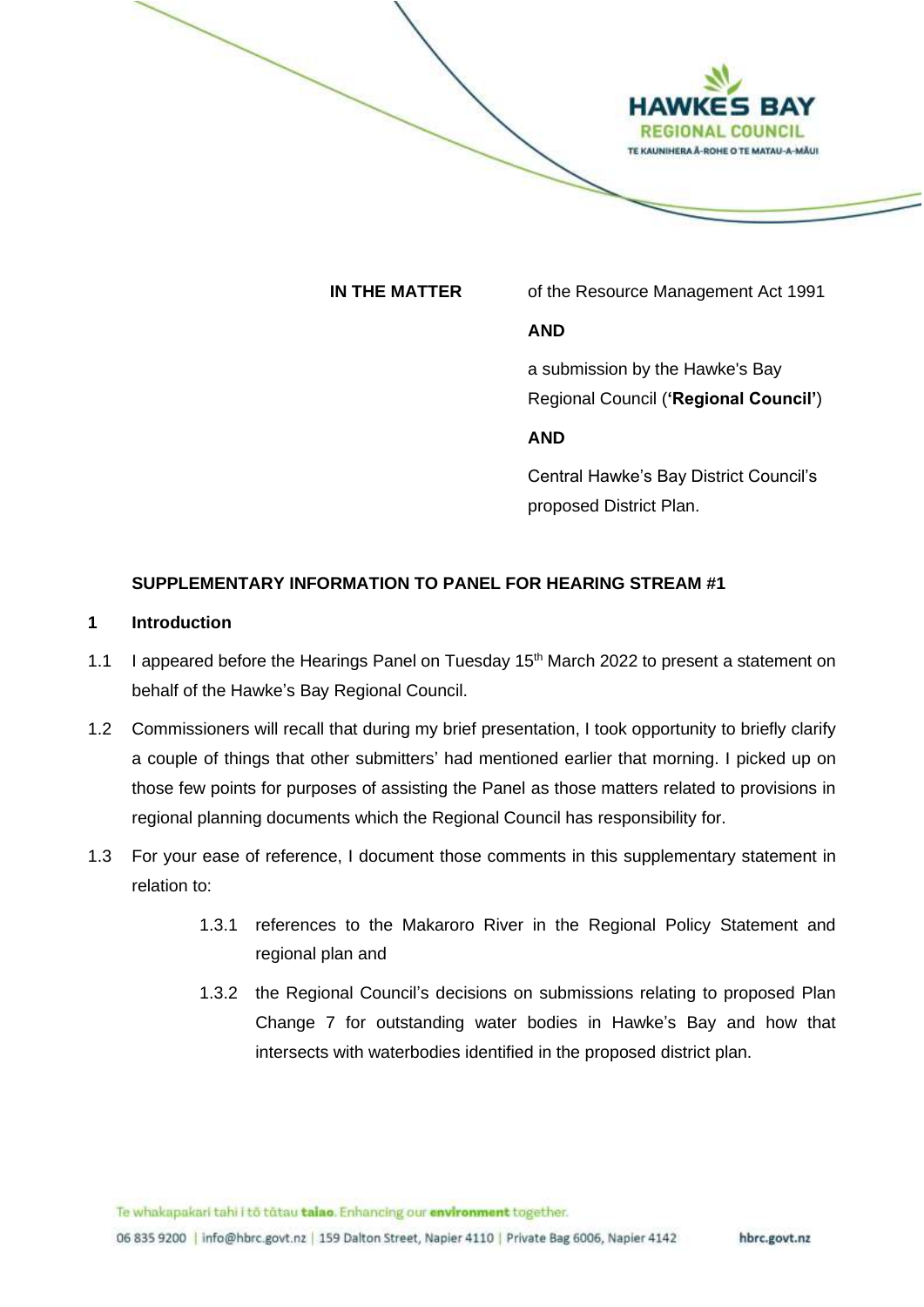| **IN THE MATTER** | of the Resource Management Act 1991 |
| --- | --- |
| | **AND** |
| | a submission by the Hawke's Bay Regional Council (**'Regional Council'**) |
| | **AND** |
| | Central Hawke's Bay District Council's proposed District Plan. |

**SUPPLEMENTARY INFORMATION TO PANEL FOR HEARING STREAM #1**

## 1 Introduction

1.1 I appeared before the Hearings Panel on Tuesday 15th March 2022 to present a statement on behalf of the Hawke's Bay Regional Council.

1.2 Commissioners will recall that during my brief presentation, I took opportunity to briefly clarify a couple of things that other submitters' had mentioned earlier that morning. I picked up on those few points for purposes of assisting the Panel as those matters related to provisions in regional planning documents which the Regional Council has responsibility for.

1.3 For your ease of reference, I document those comments in this supplementary statement in relation to:

1.3.1 references to the Makaroro River in the Regional Policy Statement and regional plan and

1.3.2 the Regional Council's decisions on submissions relating to proposed Plan Change 7 for outstanding water bodies in Hawke's Bay and how that intersects with waterbodies identified in the proposed district plan.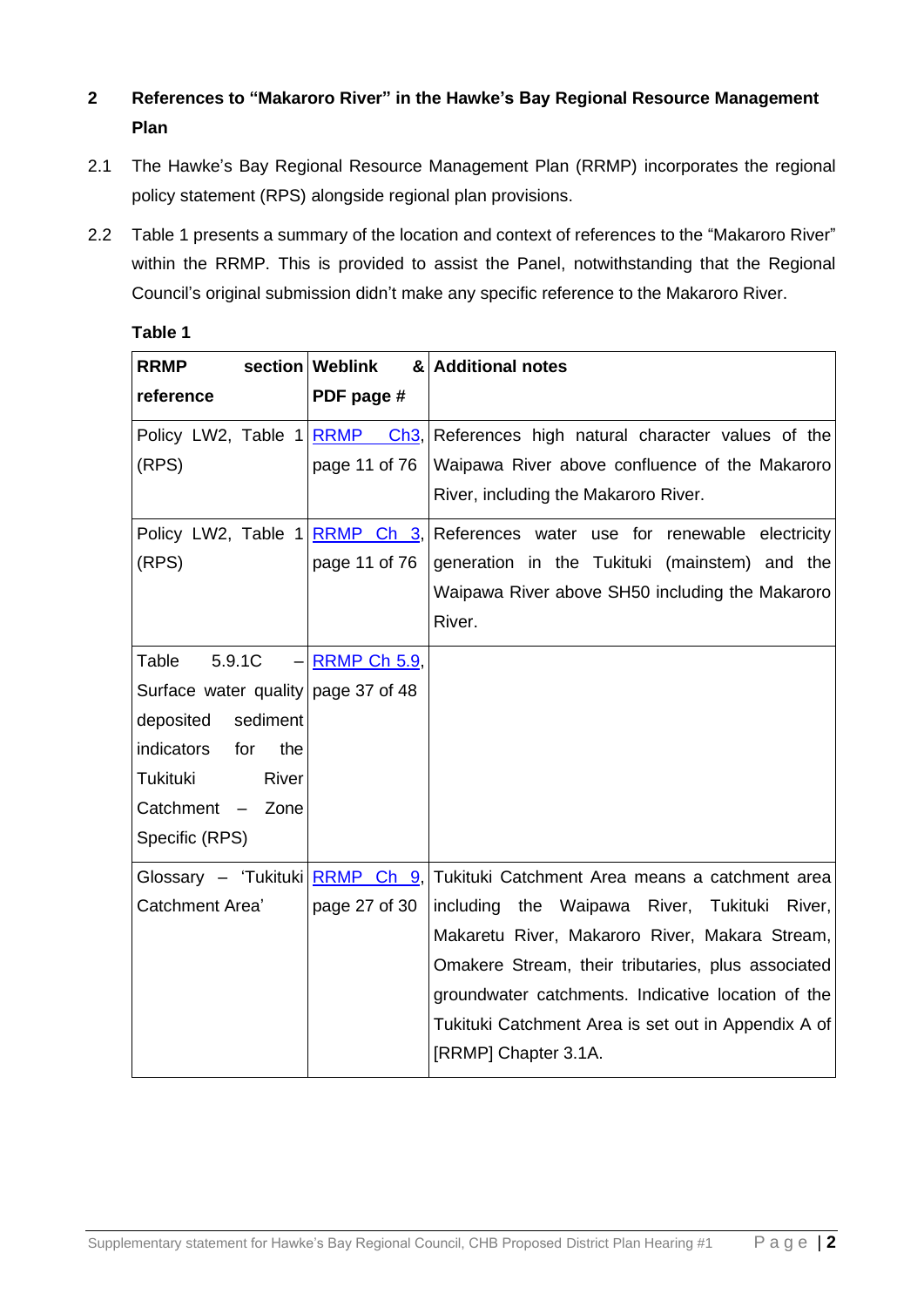## 2 References to "Makaroro River" in the Hawke's Bay Regional Resource Management Plan

2.1 The Hawke's Bay Regional Resource Management Plan (RRMP) incorporates the regional policy statement (RPS) alongside regional plan provisions.

2.2 Table 1 presents a summary of the location and context of references to the "Makaroro River" within the RRMP. This is provided to assist the Panel, notwithstanding that the Regional Council's original submission didn't make any specific reference to the Makaroro River.

**Table 1**

| RRMP section reference | Weblink & PDF page # | Additional notes |
|---|---|---|
| Policy LW2, Table 1 (RPS) | RRMP Ch3, page 11 of 76 | References high natural character values of the Waipawa River above confluence of the Makaroro River, including the Makaroro River. |
| Policy LW2, Table 1 (RPS) | RRMP Ch 3, page 11 of 76 | References water use for renewable electricity generation in the Tukituki (mainstem) and the Waipawa River above SH50 including the Makaroro River. |
| Table 5.9.1C – Surface water quality deposited sediment indicators for the Tukituki River Catchment – Zone Specific (RPS) | RRMP Ch 5.9, page 37 of 48 | |
| Glossary – 'Tukituki Catchment Area' | RRMP Ch 9, page 27 of 30 | Tukituki Catchment Area means a catchment area including the Waipawa River, Tukituki River, Makaretu River, Makaroro River, Makara Stream, Omakere Stream, their tributaries, plus associated groundwater catchments. Indicative location of the Tukituki Catchment Area is set out in Appendix A of [RRMP] Chapter 3.1A. |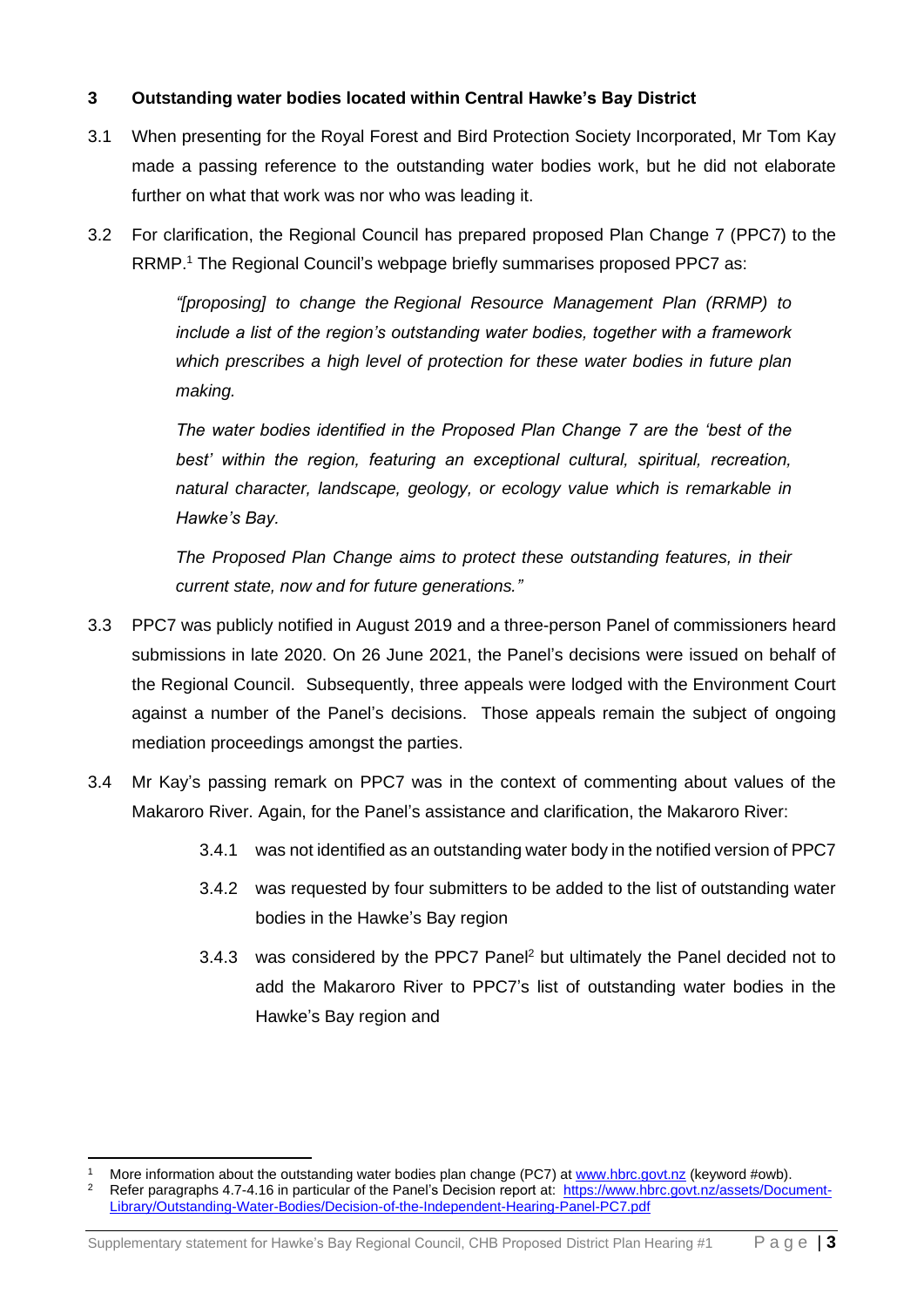## 3 Outstanding water bodies located within Central Hawke's Bay District

3.1 When presenting for the Royal Forest and Bird Protection Society Incorporated, Mr Tom Kay made a passing reference to the outstanding water bodies work, but he did not elaborate further on what that work was nor who was leading it.

3.2 For clarification, the Regional Council has prepared proposed Plan Change 7 (PPC7) to the RRMP.[1] The Regional Council's webpage briefly summarises proposed PPC7 as:

> *"[proposing] to change the Regional Resource Management Plan (RRMP) to include a list of the region's outstanding water bodies, together with a framework which prescribes a high level of protection for these water bodies in future plan making.*
>
> *The water bodies identified in the Proposed Plan Change 7 are the 'best of the best' within the region, featuring an exceptional cultural, spiritual, recreation, natural character, landscape, geology, or ecology value which is remarkable in Hawke's Bay.*
>
> *The Proposed Plan Change aims to protect these outstanding features, in their current state, now and for future generations."*

3.3 PPC7 was publicly notified in August 2019 and a three-person Panel of commissioners heard submissions in late 2020. On 26 June 2021, the Panel's decisions were issued on behalf of the Regional Council. Subsequently, three appeals were lodged with the Environment Court against a number of the Panel's decisions. Those appeals remain the subject of ongoing mediation proceedings amongst the parties.

3.4 Mr Kay's passing remark on PPC7 was in the context of commenting about values of the Makaroro River. Again, for the Panel's assistance and clarification, the Makaroro River:

- 3.4.1 was not identified as an outstanding water body in the notified version of PPC7
- 3.4.2 was requested by four submitters to be added to the list of outstanding water bodies in the Hawke's Bay region
- 3.4.3 was considered by the PPC7 Panel[2] but ultimately the Panel decided not to add the Makaroro River to PPC7's list of outstanding water bodies in the Hawke's Bay region and

---

[1] More information about the outstanding water bodies plan change (PC7) at www.hbrc.govt.nz (keyword #owb).

[2] Refer paragraphs 4.7-4.16 in particular of the Panel's Decision report at: https://www.hbrc.govt.nz/assets/Document-Library/Outstanding-Water-Bodies/Decision-of-the-Independent-Hearing-Panel-PC7.pdf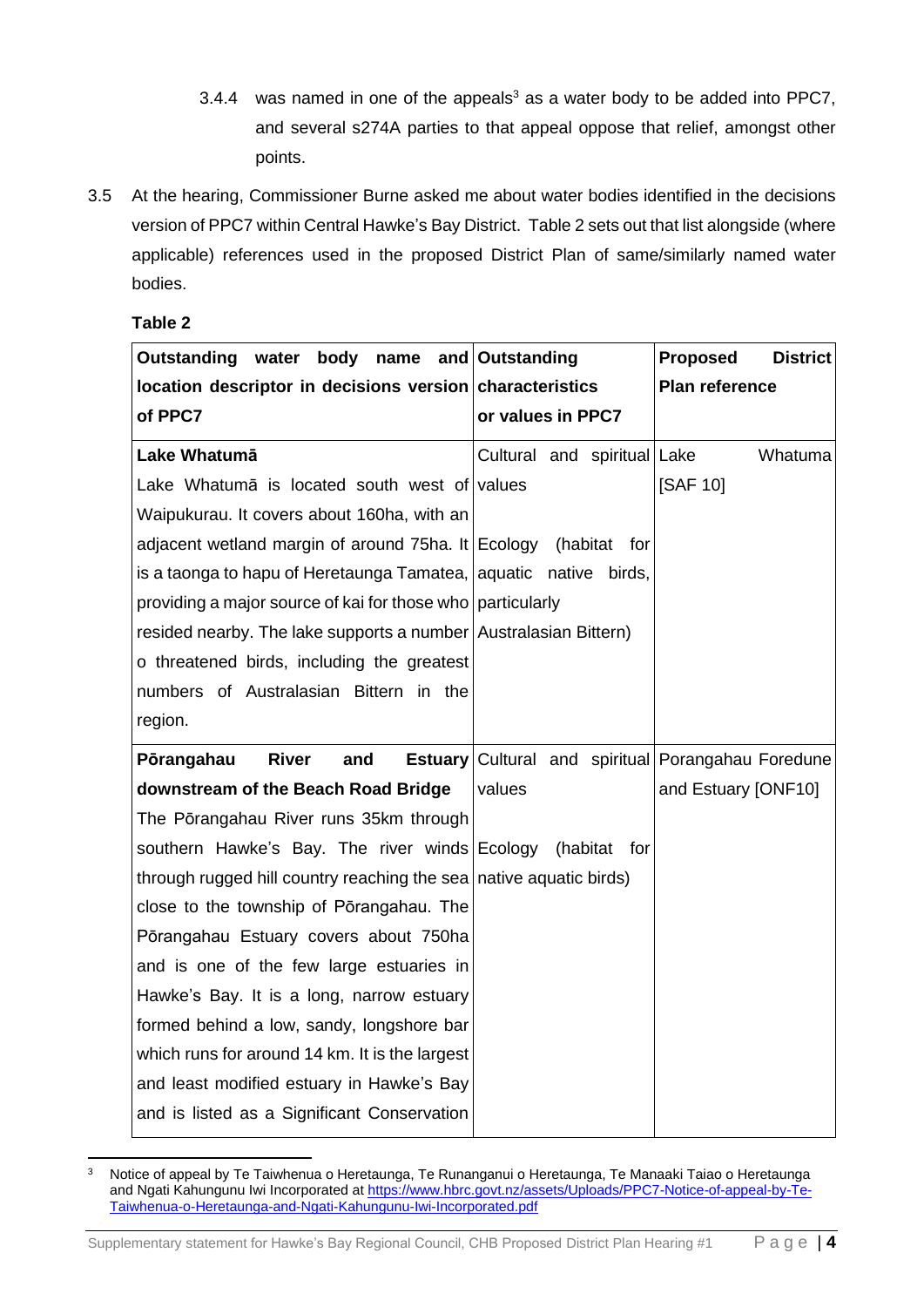3.4.4 was named in one of the appeals[3] as a water body to be added into PPC7, and several s274A parties to that appeal oppose that relief, amongst other points.

3.5 At the hearing, Commissioner Burne asked me about water bodies identified in the decisions version of PPC7 within Central Hawke's Bay District. Table 2 sets out that list alongside (where applicable) references used in the proposed District Plan of same/similarly named water bodies.

**Table 2**

| Outstanding water body name and location descriptor in decisions version of PPC7 | Outstanding characteristics or values in PPC7 | Proposed District Plan reference |
|---|---|---|
| **Lake Whatumā**<br>Lake Whatumā is located south west of Waipukurau. It covers about 160ha, with an adjacent wetland margin of around 75ha. It is a taonga to hapu of Heretaunga Tamatea, providing a major source of kai for those who resided nearby. The lake supports a number o threatened birds, including the greatest numbers of Australasian Bittern in the region. | Cultural and spiritual values<br><br>Ecology (habitat for aquatic native birds, particularly Australasian Bittern) | Lake Whatuma [SAF 10] |
| **Pōrangahau River and Estuary downstream of the Beach Road Bridge**<br>The Pōrangahau River runs 35km through southern Hawke's Bay. The river winds through rugged hill country reaching the sea close to the township of Pōrangahau. The Pōrangahau Estuary covers about 750ha and is one of the few large estuaries in Hawke's Bay. It is a long, narrow estuary formed behind a low, sandy, longshore bar which runs for around 14 km. It is the largest and least modified estuary in Hawke's Bay and is listed as a Significant Conservation | Cultural and spiritual values<br><br>Ecology (habitat for native aquatic birds) | Porangahau Foredune and Estuary [ONF10] |

[3] Notice of appeal by Te Taiwhenua o Heretaunga, Te Runanganui o Heretaunga, Te Manaaki Taiao o Heretaunga and Ngati Kahungunu Iwi Incorporated at https://www.hbrc.govt.nz/assets/Uploads/PPC7-Notice-of-appeal-by-Te-Taiwhenua-o-Heretaunga-and-Ngati-Kahungunu-Iwi-Incorporated.pdf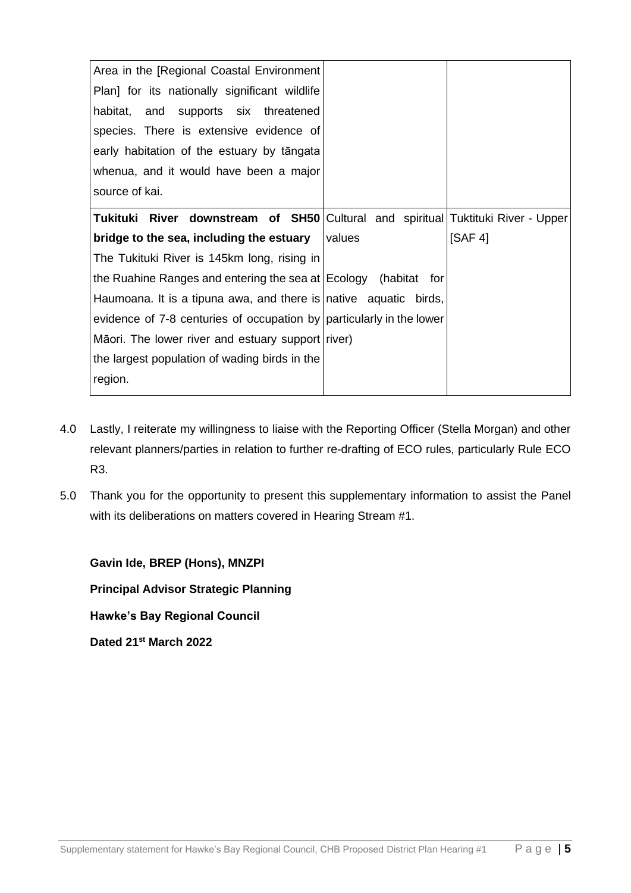| | | |
|---|---|---|
| Area in the [Regional Coastal Environment Plan] for its nationally significant wildlife habitat, and supports six threatened species. There is extensive evidence of early habitation of the estuary by tāngata whenua, and it would have been a major source of kai. | | |
| **Tukituki River downstream of SH50 bridge to the sea, including the estuary** The Tukituki River is 145km long, rising in the Ruahine Ranges and entering the sea at Haumoana. It is a tipuna awa, and there is evidence of 7-8 centuries of occupation by Māori. The lower river and estuary support the largest population of wading birds in the region. | Cultural and spiritual values Ecology (habitat for native aquatic birds, particularly in the lower river) | Tuktituki River - Upper [SAF 4] |

4.0 Lastly, I reiterate my willingness to liaise with the Reporting Officer (Stella Morgan) and other relevant planners/parties in relation to further re-drafting of ECO rules, particularly Rule ECO R3.

5.0 Thank you for the opportunity to present this supplementary information to assist the Panel with its deliberations on matters covered in Hearing Stream #1.

**Gavin Ide, BREP (Hons), MNZPI**

**Principal Advisor Strategic Planning**

**Hawke's Bay Regional Council**

**Dated 21st March 2022**